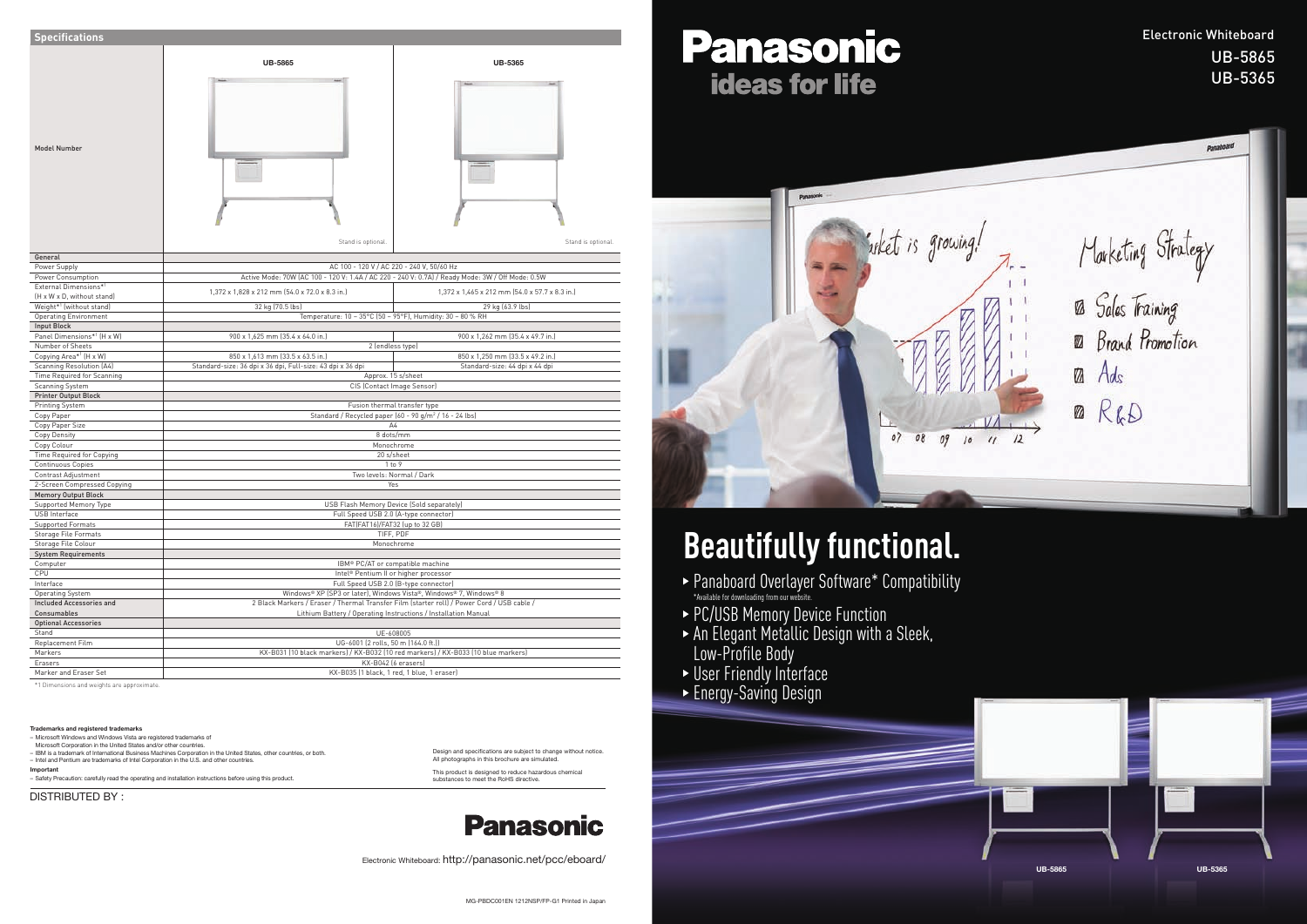## Specifications

| Model Number | UB-5865 | UB-5365 |
|---|---|---|
| | Stand is optional. | Stand is optional. |
| **General** | | |
| Power Supply | AC 100 - 120 V / AC 220 - 240 V, 50/60 Hz | |
| Power Consumption | Active Mode: 70W (AC 100 - 120 V: 1.4A / AC 220 - 240 V: 0.7A) / Ready Mode: 3W / Off Mode: 0.5W | |
| External Dimensions*1 (H x W x D, without stand) | 1,372 x 1,828 x 212 mm (54.0 x 72.0 x 8.3 in.) | 1,372 x 1,465 x 212 mm (54.0 x 57.7 x 8.3 in.) |
| Weight*1 (without stand) | 32 kg (70.5 lbs) | 29 kg (63.9 lbs) |
| Operating Environment | Temperature: 10 – 35°C (50 – 95°F), Humidity: 30 – 80 % RH | |
| **Input Block** | | |
| Panel Dimensions*1 (H x W) | 900 x 1,625 mm (35.4 x 64.0 in.) | 900 x 1,262 mm (35.4 x 49.7 in.) |
| Number of Sheets | 2 (endless type) | |
| Copying Area*1 (H x W) | 850 x 1,613 mm (33.5 x 63.5 in.) | 850 x 1,250 mm (33.5 x 49.2 in.) |
| Scanning Resolution (A4) | Standard-size: 36 dpi x 36 dpi, Full-size: 43 dpi x 36 dpi | Standard-size: 44 dpi x 44 dpi |
| Time Required for Scanning | Approx. 15 s/sheet | |
| Scanning System | CIS (Contact Image Sensor) | |
| **Printer Output Block** | | |
| Printing System | Fusion thermal transfer type | |
| Copy Paper | Standard / Recycled paper (60 - 90 g/m² / 16 - 24 lbs) | |
| Copy Paper Size | A4 | |
| Copy Density | 8 dots/mm | |
| Copy Colour | Monochrome | |
| Time Required for Copying | 20 s/sheet | |
| Continuous Copies | 1 to 9 | |
| Contrast Adjustment | Two levels: Normal / Dark | |
| 2-Screen Compressed Copying | Yes | |
| **Memory Output Block** | | |
| Supported Memory Type | USB Flash Memory Device (Sold separately) | |
| USB Interface | Full Speed USB 2.0 (A-type connector) | |
| Supported Formats | FAT(FAT16)/FAT32 (up to 32 GB) | |
| Storage File Formats | TIFF, PDF | |
| Storage File Colour | Monochrome | |
| **System Requirements** | | |
| Computer | IBM® PC/AT or compatible machine | |
| CPU | Intel® Pentium II or higher processor | |
| Interface | Full Speed USB 2.0 (B-type connector) | |
| Operating System | Windows® XP (SP3 or later), Windows Vista®, Windows® 7, Windows® 8 | |
| **Included Accessories and Consumables** | 2 Black Markers / Eraser / Thermal Transfer Film (starter roll) / Power Cord / USB cable / Lithium Battery / Operating Instructions / Installation Manual | |
| **Optional Accessories** | | |
| Stand | UE-608005 | |
| Replacement Film | UG-6001 (2 rolls, 50 m (164.0 ft.)) | |
| Markers | KX-B031 (10 black markers) / KX-B032 (10 red markers) / KX-B033 (10 blue markers) | |
| Erasers | KX-B042 (6 erasers) | |
| Marker and Eraser Set | KX-B035 (1 black, 1 red, 1 blue, 1 eraser) | |

*1 Dimensions and weights are approximate.

**Trademarks and registered trademarks**

– Microsoft Windows and Windows Vista are registered trademarks of Microsoft Corporation in the United States and/or other countries.
– IBM is a trademark of International Business Machines Corporation in the United States, other countries, or both.
– Intel and Pentium are trademarks of Intel Corporation in the U.S. and other countries.

**Important**

– Safety Precaution: carefully read the operating and installation instructions before using this product.

Design and specifications are subject to change without notice.
All photographs in this brochure are simulated.

This product is designed to reduce hazardous chemical substances to meet the RoHS directive.

DISTRIBUTED BY :

Panasonic

Electronic Whiteboard: http://panasonic.net/pcc/eboard/

MG-PBDC001EN 1212NSP/FP-G1 Printed in Japan

# Panasonic
## ideas for life

Electronic Whiteboard
UB-5865
UB-5365

# Beautifully functional.

- Panaboard Overlayer Software* Compatibility
  *Available for downloading from our website.
- PC/USB Memory Device Function
- An Elegant Metallic Design with a Sleek, Low-Profile Body
- User Friendly Interface
- Energy-Saving Design

UB-5865 UB-5365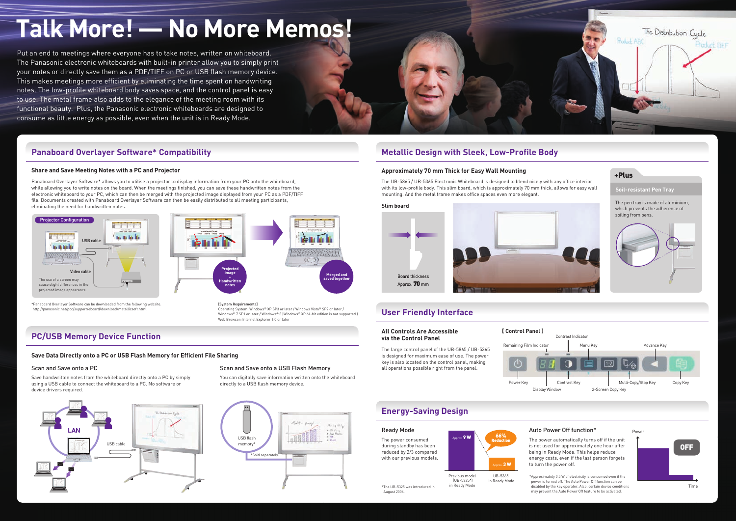# Talk More! — No More Memos!

Put an end to meetings where everyone has to take notes, written on whiteboard. The Panasonic electronic whiteboards with built-in printer allow you to simply print your notes or directly save them as a PDF/TIFF on PC or USB flash memory device. This makes meetings more efficient by eliminating the time spent on handwriting notes. The low-profile whiteboard body saves space, and the control panel is easy to use. The metal frame also adds to the elegance of the meeting room with its functional beauty. Plus, the Panasonic electronic whiteboards are designed to consume as little energy as possible, even when the unit is in Ready Mode.

## Panaboard Overlayer Software* Compatibility

### Share and Save Meeting Notes with a PC and Projector

Panaboard Overlayer Software* allows you to utilise a projector to display information from your PC onto the whiteboard, while allowing you to write notes on the board. When the meetings finished, you can save these handwritten notes from the electronic whiteboard to your PC, which can then be merged with the projected image displayed from your PC as a PDF/TIFF file. Documents created with Panaboard Overlayer Software can then be easily distributed to all meeting participants, eliminating the need for handwritten notes.

Projector Configuration

USB cable

Video cable

The use of a screen may cause slight differences in the projected image appearance.

Projected image + Handwritten notes

Merged and saved together

*Panaboard Overlayer Software can be downloaded from the following website. http://panasonic.net/pcc/support/eboard/download/metallicsoft.html

[System Requirements]
Operating System: Windows® XP SP3 or later / Windows Vista® SP2 or later / Windows® 7 SP1 or later / Windows® 8 (Windows® XP 64-bit edition is not supported.)
Web Browser: Internet Explorer 6.0 or later

## PC/USB Memory Device Function

### Save Data Directly onto a PC or USB Flash Memory for Efficient File Sharing

#### Scan and Save onto a PC

Save handwritten notes from the whiteboard directly onto a PC by simply using a USB cable to connect the whiteboard to a PC. No software or device drivers required.

LAN

USB cable

#### Scan and Save onto a USB Flash Memory

You can digitally save information written onto the whiteboard directly to a USB flash memory device.

USB flash memory*

*Sold separately.

## Metallic Design with Sleek, Low-Profile Body

### Approximately 70 mm Thick for Easy Wall Mounting

The UB-5865 / UB-5365 Electronic Whiteboard is designed to blend nicely with any office interior with its low-profile body. This slim board, which is approximately 70 mm thick, allows for easy wall mounting. And the metal frame makes office spaces even more elegant.

**Slim board**

Board thickness
Approx. **70** mm

### +Plus

**Soil-resistant Pen Tray**

The pen tray is made of aluminium, which prevents the adherence of soiling from pens.

## User Friendly Interface

### All Controls Are Accessible via the Control Panel

The large control panel of the UB-5865 / UB-5365 is designed for maximum ease of use. The power key is also located on the control panel, making all operations possible right from the panel.

**[ Control Panel ]**

Remaining Film Indicator
Contrast Indicator
Menu Key
Advance Key
Power Key
Display Window
Contrast Key
2-Screen Copy Key
Multi-Copy/Stop Key
Copy Key

## Energy-Saving Design

### Ready Mode

The power consumed during standby has been reduced by 2/3 compared with our previous models.

Approx. 9 W
66% Reduction
Approx. 3 W
Previous model (UB-5325*) in Ready Mode
UB-5365 in Ready Mode

*The UB-5325 was introduced in August 2004.

### Auto Power Off function*

The power automatically turns off if the unit is not used for approximately one hour after being in Ready Mode. This helps reduce energy costs, even if the last person forgets to turn the power off.

Power
OFF
Time

*Approximately 0.5 W of electricity is consumed even if the power is turned off. The Auto Power Off function can be disabled by the key operator. Also, certain device conditions may prevent the Auto Power Off feature to be activated.